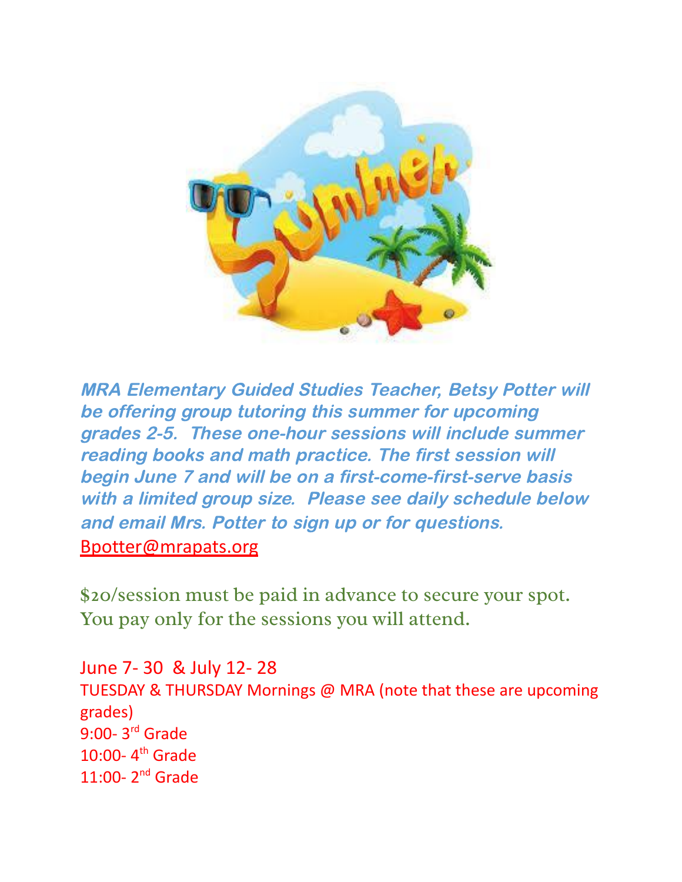***MRA Elementary Guided Studies Teacher, Betsy Potter will be offering group tutoring this summer for upcoming grades 2-5. These one-hour sessions will include summer reading books and math practice. The first session will begin June 7 and will be on a first-come-first-serve basis with a limited group size. Please see daily schedule below and email Mrs. Potter to sign up or for questions.***

Bpotter@mrapats.org

$20/session must be paid in advance to secure your spot. You pay only for the sessions you will attend.

June 7- 30 & July 12- 28

TUESDAY & THURSDAY Mornings @ MRA (note that these are upcoming grades)

9:00- 3rd Grade

10:00- 4th Grade

11:00- 2nd Grade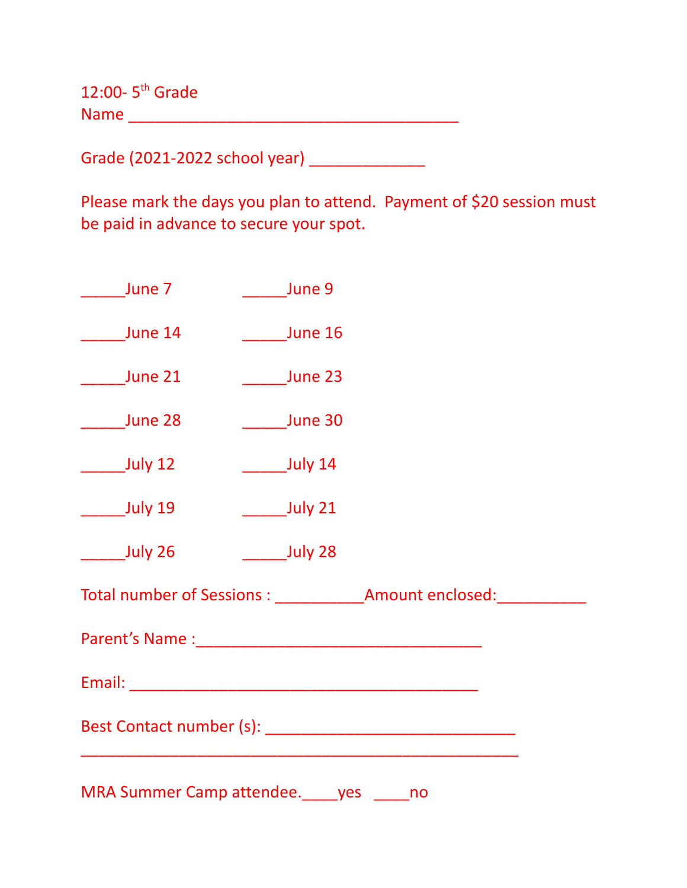12:00- 5th Grade

Name ______________________________________

Grade (2021-2022 school year) _____________

Please mark the days you plan to attend. Payment of $20 session must be paid in advance to secure your spot.

_____June 7 _____June 9

_____June 14 _____June 16

_____June 21 _____June 23

_____June 28 _____June 30

_____July 12 _____July 14

_____July 19 _____July 21

_____July 26 _____July 28

Total number of Sessions : __________Amount enclosed:__________

Parent's Name :_________________________________

Email: ________________________________________

Best Contact number (s): ____________________________

__________________________________________________

MRA Summer Camp attendee.____yes ____no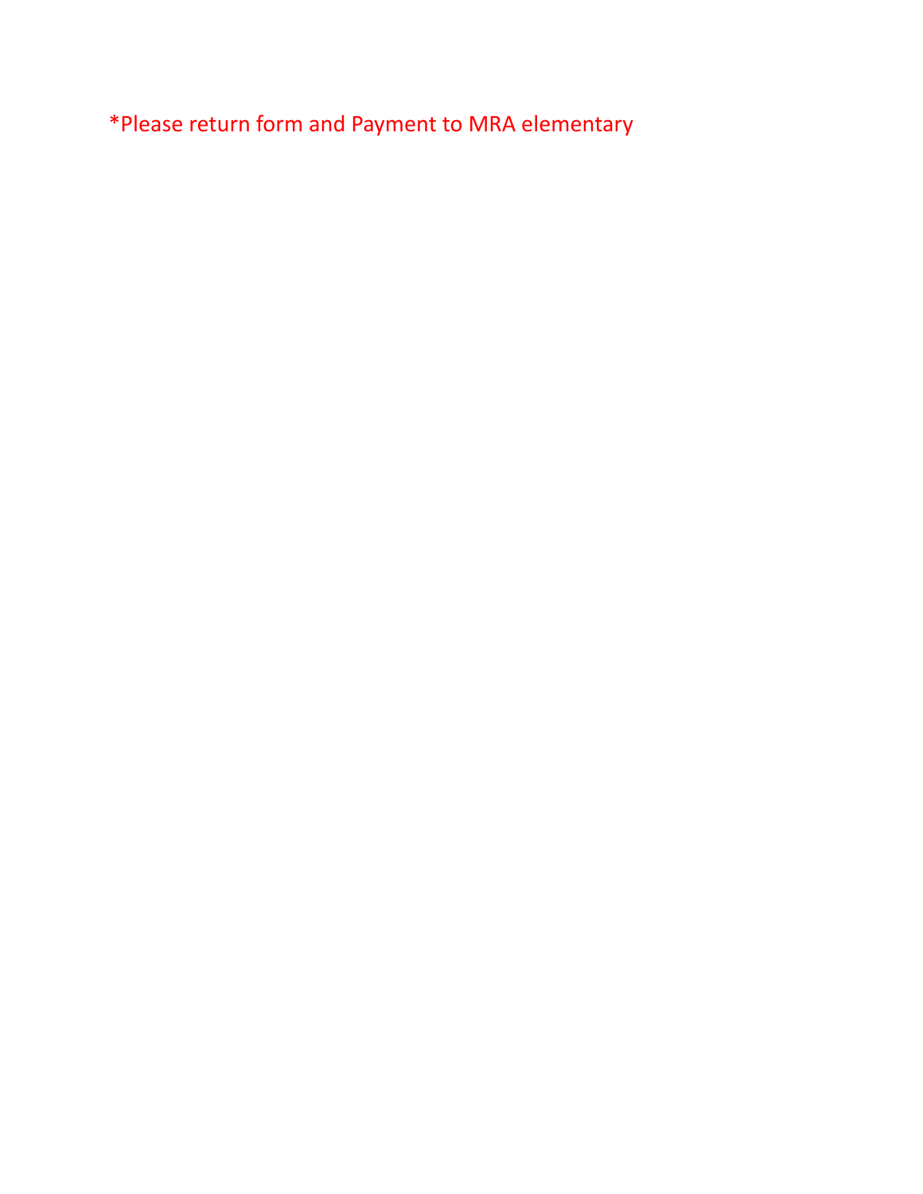*Please return form and Payment to MRA elementary